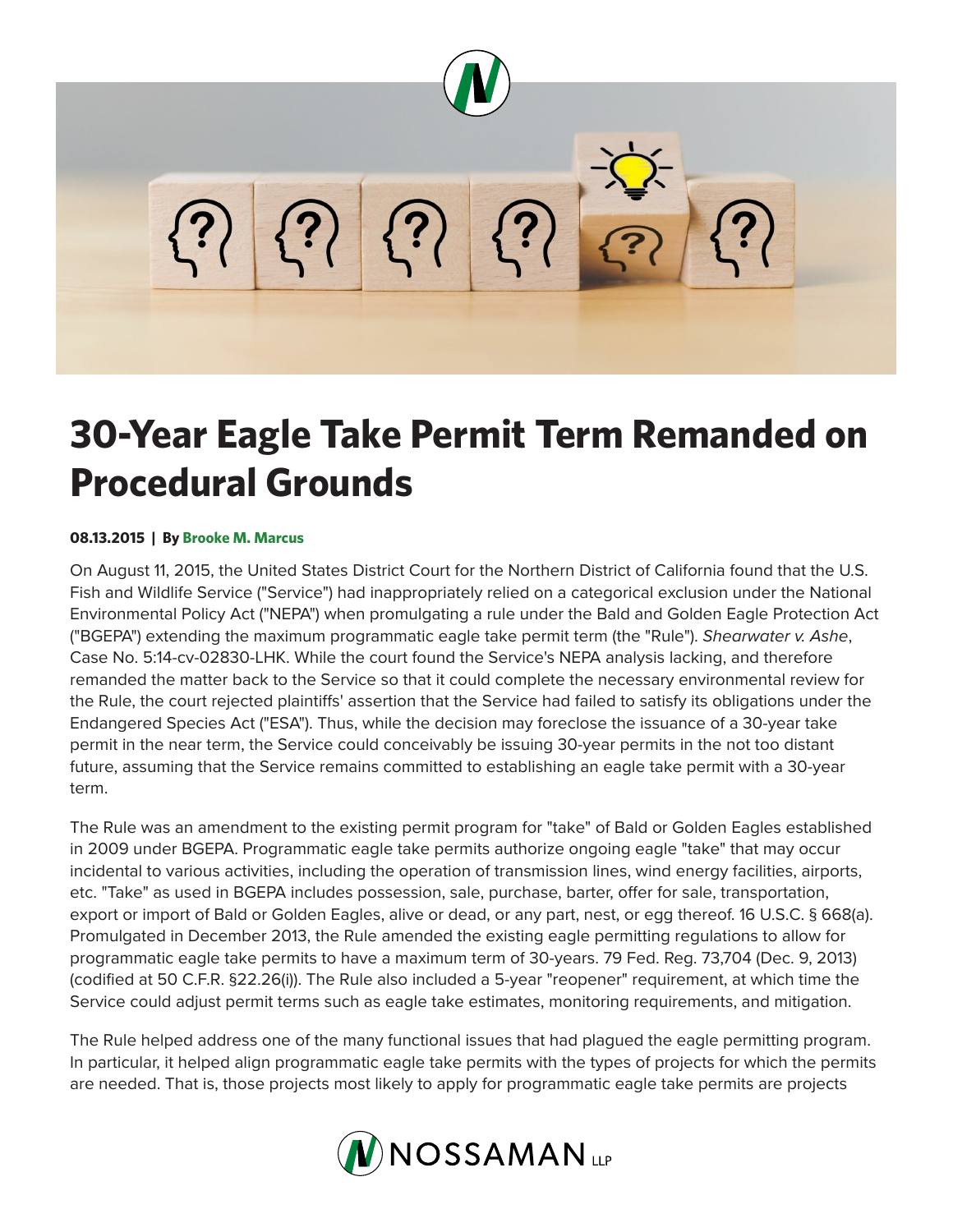# 30-Year Eagle Take Permit Term Remanded on Procedural Grounds

**08.13.2015 | By Brooke M. Marcus**

On August 11, 2015, the United States District Court for the Northern District of California found that the U.S. Fish and Wildlife Service ("Service") had inappropriately relied on a categorical exclusion under the National Environmental Policy Act ("NEPA") when promulgating a rule under the Bald and Golden Eagle Protection Act ("BGEPA") extending the maximum programmatic eagle take permit term (the "Rule"). *Shearwater v. Ashe*, Case No. 5:14-cv-02830-LHK. While the court found the Service's NEPA analysis lacking, and therefore remanded the matter back to the Service so that it could complete the necessary environmental review for the Rule, the court rejected plaintiffs' assertion that the Service had failed to satisfy its obligations under the Endangered Species Act ("ESA"). Thus, while the decision may foreclose the issuance of a 30-year take permit in the near term, the Service could conceivably be issuing 30-year permits in the not too distant future, assuming that the Service remains committed to establishing an eagle take permit with a 30-year term.

The Rule was an amendment to the existing permit program for "take" of Bald or Golden Eagles established in 2009 under BGEPA. Programmatic eagle take permits authorize ongoing eagle "take" that may occur incidental to various activities, including the operation of transmission lines, wind energy facilities, airports, etc. "Take" as used in BGEPA includes possession, sale, purchase, barter, offer for sale, transportation, export or import of Bald or Golden Eagles, alive or dead, or any part, nest, or egg thereof. 16 U.S.C. § 668(a). Promulgated in December 2013, the Rule amended the existing eagle permitting regulations to allow for programmatic eagle take permits to have a maximum term of 30-years. 79 Fed. Reg. 73,704 (Dec. 9, 2013) (codified at 50 C.F.R. §22.26(i)). The Rule also included a 5-year "reopener" requirement, at which time the Service could adjust permit terms such as eagle take estimates, monitoring requirements, and mitigation.

The Rule helped address one of the many functional issues that had plagued the eagle permitting program. In particular, it helped align programmatic eagle take permits with the types of projects for which the permits are needed. That is, those projects most likely to apply for programmatic eagle take permits are projects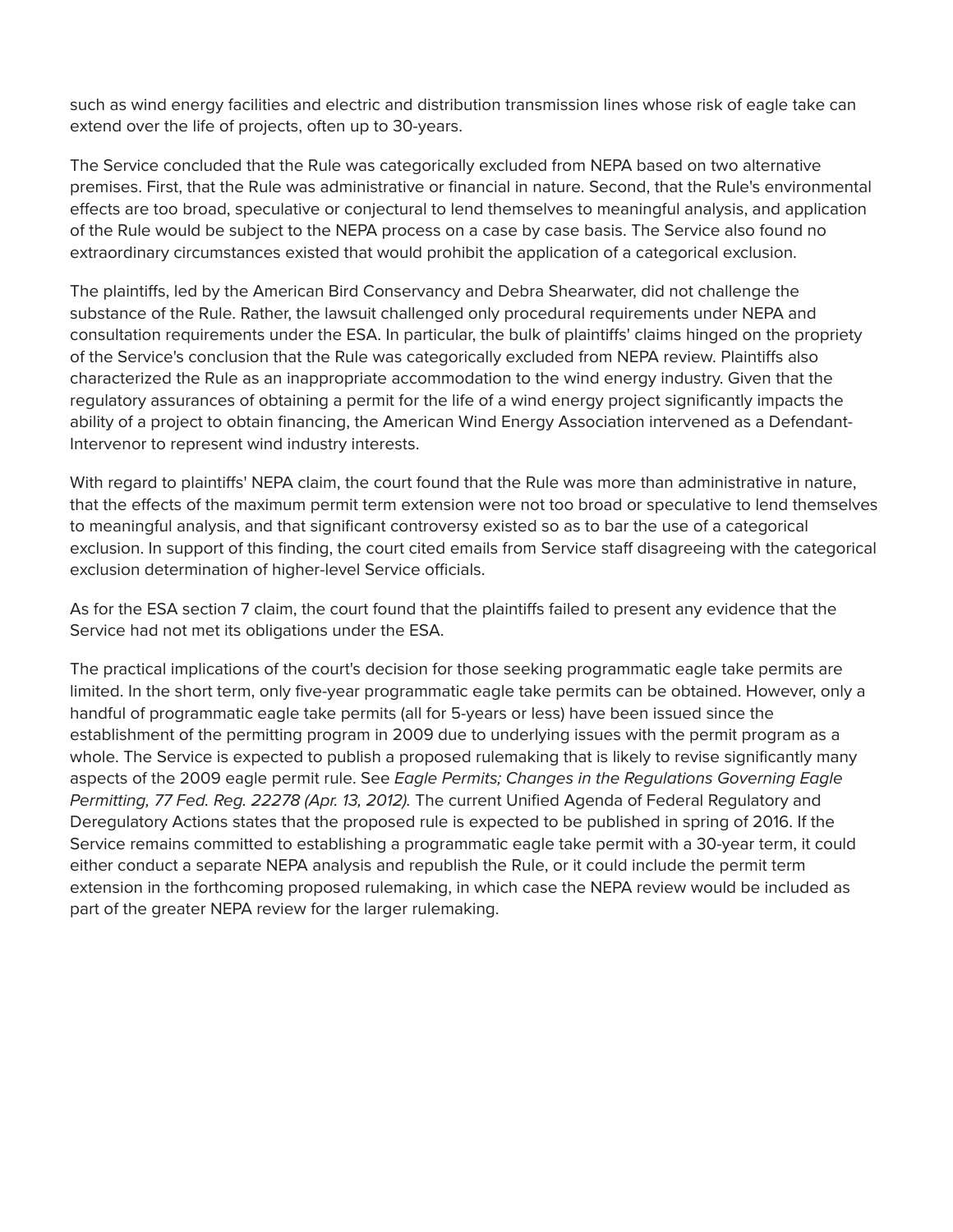such as wind energy facilities and electric and distribution transmission lines whose risk of eagle take can extend over the life of projects, often up to 30-years.

The Service concluded that the Rule was categorically excluded from NEPA based on two alternative premises. First, that the Rule was administrative or financial in nature. Second, that the Rule's environmental effects are too broad, speculative or conjectural to lend themselves to meaningful analysis, and application of the Rule would be subject to the NEPA process on a case by case basis. The Service also found no extraordinary circumstances existed that would prohibit the application of a categorical exclusion.

The plaintiffs, led by the American Bird Conservancy and Debra Shearwater, did not challenge the substance of the Rule. Rather, the lawsuit challenged only procedural requirements under NEPA and consultation requirements under the ESA. In particular, the bulk of plaintiffs' claims hinged on the propriety of the Service's conclusion that the Rule was categorically excluded from NEPA review. Plaintiffs also characterized the Rule as an inappropriate accommodation to the wind energy industry. Given that the regulatory assurances of obtaining a permit for the life of a wind energy project significantly impacts the ability of a project to obtain financing, the American Wind Energy Association intervened as a Defendant-Intervenor to represent wind industry interests.

With regard to plaintiffs' NEPA claim, the court found that the Rule was more than administrative in nature, that the effects of the maximum permit term extension were not too broad or speculative to lend themselves to meaningful analysis, and that significant controversy existed so as to bar the use of a categorical exclusion. In support of this finding, the court cited emails from Service staff disagreeing with the categorical exclusion determination of higher-level Service officials.

As for the ESA section 7 claim, the court found that the plaintiffs failed to present any evidence that the Service had not met its obligations under the ESA.

The practical implications of the court's decision for those seeking programmatic eagle take permits are limited. In the short term, only five-year programmatic eagle take permits can be obtained. However, only a handful of programmatic eagle take permits (all for 5-years or less) have been issued since the establishment of the permitting program in 2009 due to underlying issues with the permit program as a whole. The Service is expected to publish a proposed rulemaking that is likely to revise significantly many aspects of the 2009 eagle permit rule. See *Eagle Permits; Changes in the Regulations Governing Eagle Permitting, 77 Fed. Reg. 22278 (Apr. 13, 2012)*. The current Unified Agenda of Federal Regulatory and Deregulatory Actions states that the proposed rule is expected to be published in spring of 2016. If the Service remains committed to establishing a programmatic eagle take permit with a 30-year term, it could either conduct a separate NEPA analysis and republish the Rule, or it could include the permit term extension in the forthcoming proposed rulemaking, in which case the NEPA review would be included as part of the greater NEPA review for the larger rulemaking.